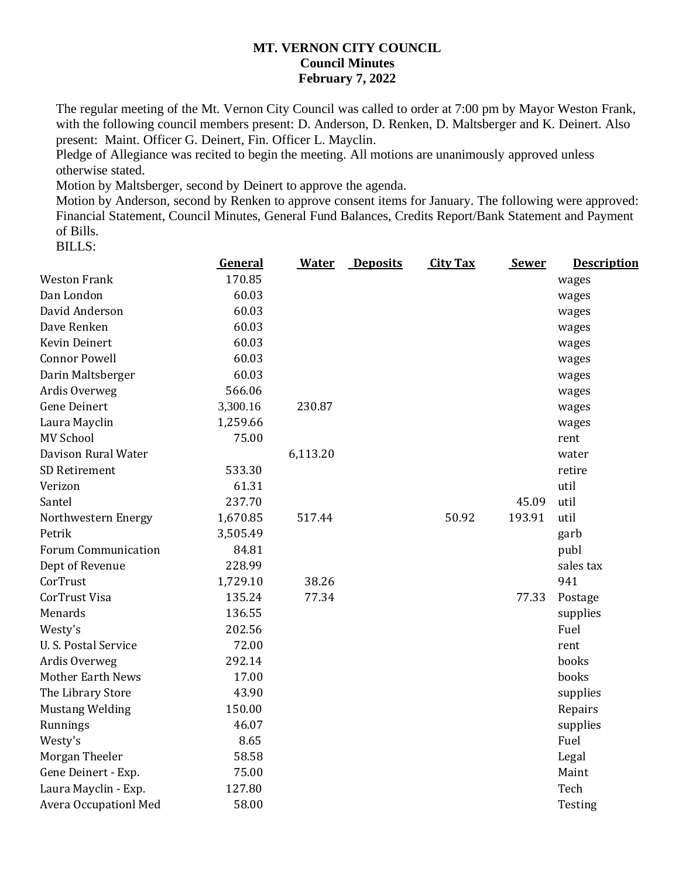# MT. VERNON CITY COUNCIL
## Council Minutes
## February 7, 2022

The regular meeting of the Mt. Vernon City Council was called to order at 7:00 pm by Mayor Weston Frank, with the following council members present: D. Anderson, D. Renken, D. Maltsberger and K. Deinert. Also present: Maint. Officer G. Deinert, Fin. Officer L. Mayclin.

Pledge of Allegiance was recited to begin the meeting. All motions are unanimously approved unless otherwise stated.

Motion by Maltsberger, second by Deinert to approve the agenda.

Motion by Anderson, second by Renken to approve consent items for January. The following were approved: Financial Statement, Council Minutes, General Fund Balances, Credits Report/Bank Statement and Payment of Bills.

BILLS:

| | General | Water | Deposits | City Tax | Sewer | Description |
|---|---|---|---|---|---|---|
| Weston Frank | 170.85 | | | | | wages |
| Dan London | 60.03 | | | | | wages |
| David Anderson | 60.03 | | | | | wages |
| Dave Renken | 60.03 | | | | | wages |
| Kevin Deinert | 60.03 | | | | | wages |
| Connor Powell | 60.03 | | | | | wages |
| Darin Maltsberger | 60.03 | | | | | wages |
| Ardis Overweg | 566.06 | | | | | wages |
| Gene Deinert | 3,300.16 | 230.87 | | | | wages |
| Laura Mayclin | 1,259.66 | | | | | wages |
| MV School | 75.00 | | | | | rent |
| Davison Rural Water | | 6,113.20 | | | | water |
| SD Retirement | 533.30 | | | | | retire |
| Verizon | 61.31 | | | | | util |
| Santel | 237.70 | | | | 45.09 | util |
| Northwestern Energy | 1,670.85 | 517.44 | | 50.92 | 193.91 | util |
| Petrik | 3,505.49 | | | | | garb |
| Forum Communication | 84.81 | | | | | publ |
| Dept of Revenue | 228.99 | | | | | sales tax |
| CorTrust | 1,729.10 | 38.26 | | | | 941 |
| CorTrust Visa | 135.24 | 77.34 | | | 77.33 | Postage |
| Menards | 136.55 | | | | | supplies |
| Westy's | 202.56 | | | | | Fuel |
| U. S. Postal Service | 72.00 | | | | | rent |
| Ardis Overweg | 292.14 | | | | | books |
| Mother Earth News | 17.00 | | | | | books |
| The Library Store | 43.90 | | | | | supplies |
| Mustang Welding | 150.00 | | | | | Repairs |
| Runnings | 46.07 | | | | | supplies |
| Westy's | 8.65 | | | | | Fuel |
| Morgan Theeler | 58.58 | | | | | Legal |
| Gene Deinert - Exp. | 75.00 | | | | | Maint |
| Laura Mayclin - Exp. | 127.80 | | | | | Tech |
| Avera Occupationl Med | 58.00 | | | | | Testing |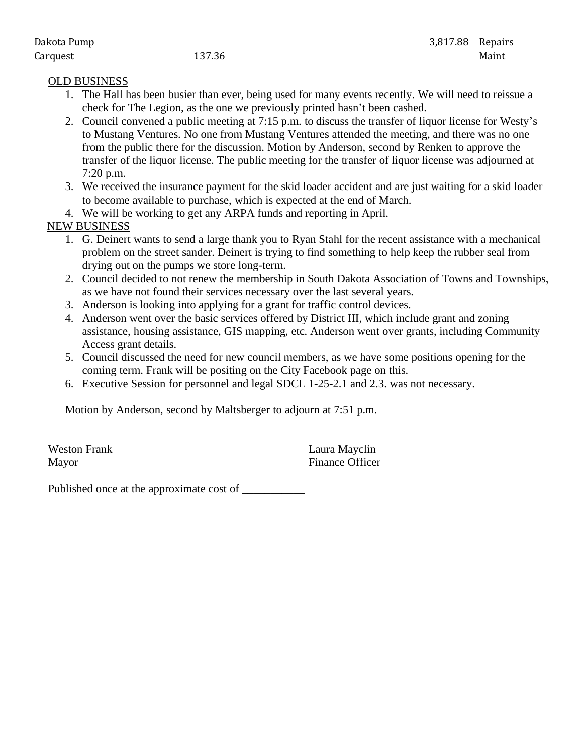| | | | |
|---|---|---|---|
| Dakota Pump | | 3,817.88 | Repairs |
| Carquest | 137.36 | | Maint |

OLD BUSINESS

1. The Hall has been busier than ever, being used for many events recently. We will need to reissue a check for The Legion, as the one we previously printed hasn't been cashed.
2. Council convened a public meeting at 7:15 p.m. to discuss the transfer of liquor license for Westy's to Mustang Ventures. No one from Mustang Ventures attended the meeting, and there was no one from the public there for the discussion. Motion by Anderson, second by Renken to approve the transfer of the liquor license. The public meeting for the transfer of liquor license was adjourned at 7:20 p.m.
3. We received the insurance payment for the skid loader accident and are just waiting for a skid loader to become available to purchase, which is expected at the end of March.
4. We will be working to get any ARPA funds and reporting in April.

NEW BUSINESS

1. G. Deinert wants to send a large thank you to Ryan Stahl for the recent assistance with a mechanical problem on the street sander. Deinert is trying to find something to help keep the rubber seal from drying out on the pumps we store long-term.
2. Council decided to not renew the membership in South Dakota Association of Towns and Townships, as we have not found their services necessary over the last several years.
3. Anderson is looking into applying for a grant for traffic control devices.
4. Anderson went over the basic services offered by District III, which include grant and zoning assistance, housing assistance, GIS mapping, etc. Anderson went over grants, including Community Access grant details.
5. Council discussed the need for new council members, as we have some positions opening for the coming term. Frank will be positing on the City Facebook page on this.
6. Executive Session for personnel and legal SDCL 1-25-2.1 and 2.3. was not necessary.

Motion by Anderson, second by Maltsberger to adjourn at 7:51 p.m.

Weston Frank
Mayor

Laura Mayclin
Finance Officer

Published once at the approximate cost of ___________